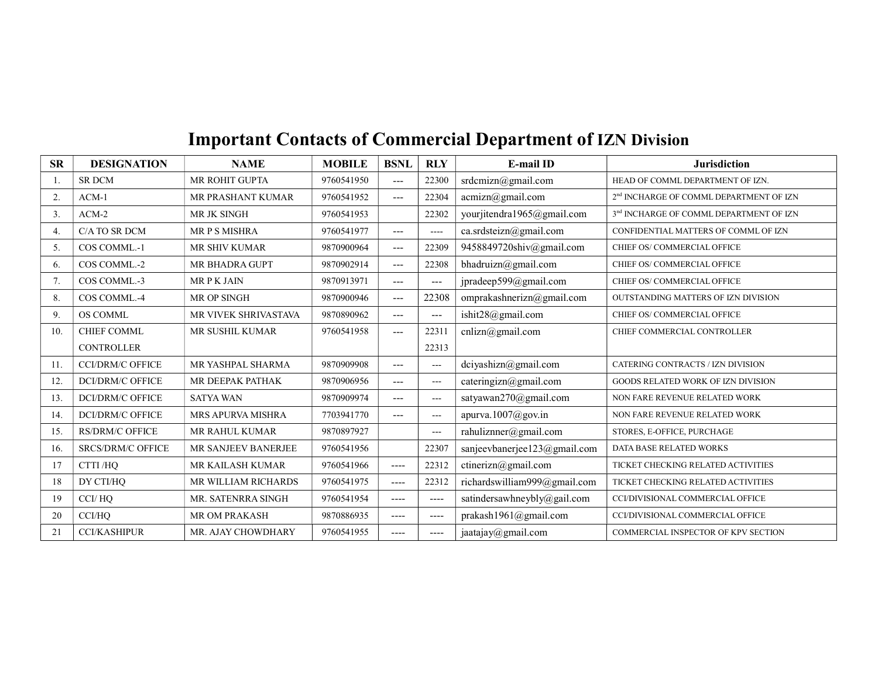# Important Contacts of Commercial Department of IZN Division

| SR | DESIGNATION | NAME | MOBILE | BSNL | RLY | E-mail ID | Jurisdiction |
|---|---|---|---|---|---|---|---|
| 1. | SR DCM | MR ROHIT GUPTA | 9760541950 | --- | 22300 | srdcmizn@gmail.com | HEAD OF COMML DEPARTMENT OF IZN. |
| 2. | ACM-1 | MR PRASHANT KUMAR | 9760541952 | --- | 22304 | acmizn@gmail.com | 2nd INCHARGE OF COMML DEPARTMENT OF IZN |
| 3. | ACM-2 | MR JK SINGH | 9760541953 | | 22302 | yourjitendra1965@gmail.com | 3rd INCHARGE OF COMML DEPARTMENT OF IZN |
| 4. | C/A TO SR DCM | MR P S MISHRA | 9760541977 | --- | ---- | ca.srdsteizn@gmail.com | CONFIDENTIAL MATTERS OF COMML OF IZN |
| 5. | COS COMML.-1 | MR SHIV KUMAR | 9870900964 | --- | 22309 | 9458849720shiv@gmail.com | CHIEF OS/ COMMERCIAL OFFICE |
| 6. | COS COMML.-2 | MR BHADRA GUPT | 9870902914 | --- | 22308 | bhadruizn@gmail.com | CHIEF OS/ COMMERCIAL OFFICE |
| 7. | COS COMML.-3 | MR P K JAIN | 9870913971 | --- | --- | jpradeep599@gmail.com | CHIEF OS/ COMMERCIAL OFFICE |
| 8. | COS COMML.-4 | MR OP SINGH | 9870900946 | --- | 22308 | omprakashnerizn@gmail.com | OUTSTANDING MATTERS OF IZN DIVISION |
| 9. | OS COMML | MR VIVEK SHRIVASTAVA | 9870890962 | --- | --- | ishit28@gmail.com | CHIEF OS/ COMMERCIAL OFFICE |
| 10. | CHIEF COMML CONTROLLER | MR SUSHIL KUMAR | 9760541958 | --- | 22311 22313 | cnlizn@gmail.com | CHIEF COMMERCIAL CONTROLLER |
| 11. | CCI/DRM/C OFFICE | MR YASHPAL SHARMA | 9870909908 | --- | --- | dciyashizn@gmail.com | CATERING CONTRACTS / IZN DIVISION |
| 12. | DCI/DRM/C OFFICE | MR DEEPAK PATHAK | 9870906956 | --- | --- | cateringizn@gmail.com | GOODS RELATED WORK OF IZN DIVISION |
| 13. | DCI/DRM/C OFFICE | SATYA WAN | 9870909974 | --- | --- | satyawan270@gmail.com | NON FARE REVENUE RELATED WORK |
| 14. | DCI/DRM/C OFFICE | MRS APURVA MISHRA | 7703941770 | --- | --- | apurva.1007@gov.in | NON FARE REVENUE RELATED WORK |
| 15. | RS/DRM/C OFFICE | MR RAHUL KUMAR | 9870897927 | | --- | rahuliznner@gmail.com | STORES, E-OFFICE, PURCHAGE |
| 16. | SRCS/DRM/C OFFICE | MR SANJEEV BANERJEE | 9760541956 | | 22307 | sanjeevbanerjee123@gmail.com | DATA BASE RELATED WORKS |
| 17 | CTTI /HQ | MR KAILASH KUMAR | 9760541966 | ---- | 22312 | ctinerizn@gmail.com | TICKET CHECKING RELATED ACTIVITIES |
| 18 | DY CTI/HQ | MR WILLIAM RICHARDS | 9760541975 | ---- | 22312 | richardswilliam999@gmail.com | TICKET CHECKING RELATED ACTIVITIES |
| 19 | CCI/ HQ | MR. SATENRRA SINGH | 9760541954 | ---- | ---- | satindersawhneybly@gail.com | CCI/DIVISIONAL COMMERCIAL OFFICE |
| 20 | CCI/HQ | MR OM PRAKASH | 9870886935 | ---- | ---- | prakash1961@gmail.com | CCI/DIVISIONAL COMMERCIAL OFFICE |
| 21 | CCI/KASHIPUR | MR. AJAY CHOWDHARY | 9760541955 | ---- | ---- | jaatajay@gmail.com | COMMERCIAL INSPECTOR OF KPV SECTION |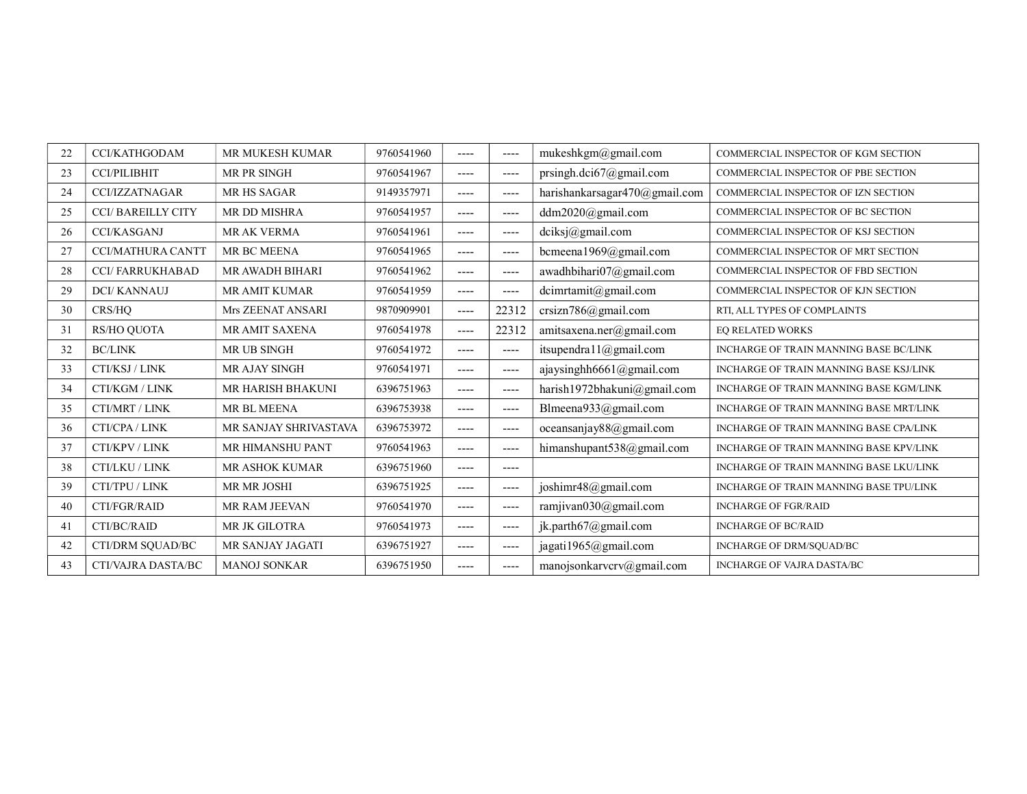| | | | | | | | |
|---|---|---|---|---|---|---|---|
| 22 | CCI/KATHGODAM | MR MUKESH KUMAR | 9760541960 | ---- | ---- | mukeshkgm@gmail.com | COMMERCIAL INSPECTOR OF KGM SECTION |
| 23 | CCI/PILIBHIT | MR PR SINGH | 9760541967 | ---- | ---- | prsingh.dci67@gmail.com | COMMERCIAL INSPECTOR OF PBE SECTION |
| 24 | CCI/IZZATNAGAR | MR HS SAGAR | 9149357971 | ---- | ---- | harishankarsagar470@gmail.com | COMMERCIAL INSPECTOR OF IZN SECTION |
| 25 | CCI/ BAREILLY CITY | MR DD MISHRA | 9760541957 | ---- | ---- | ddm2020@gmail.com | COMMERCIAL INSPECTOR OF BC SECTION |
| 26 | CCI/KASGANJ | MR AK VERMA | 9760541961 | ---- | ---- | dciksj@gmail.com | COMMERCIAL INSPECTOR OF KSJ SECTION |
| 27 | CCI/MATHURA CANTT | MR BC MEENA | 9760541965 | ---- | ---- | bcmeena1969@gmail.com | COMMERCIAL INSPECTOR OF MRT SECTION |
| 28 | CCI/ FARRUKHABAD | MR AWADH BIHARI | 9760541962 | ---- | ---- | awadhbihari07@gmail.com | COMMERCIAL INSPECTOR OF FBD SECTION |
| 29 | DCI/ KANNAUJ | MR AMIT KUMAR | 9760541959 | ---- | ---- | dcimrtamit@gmail.com | COMMERCIAL INSPECTOR OF KJN SECTION |
| 30 | CRS/HQ | Mrs ZEENAT ANSARI | 9870909901 | ---- | 22312 | crsizn786@gmail.com | RTI, ALL TYPES OF COMPLAINTS |
| 31 | RS/HO QUOTA | MR AMIT SAXENA | 9760541978 | ---- | 22312 | amitsaxena.ner@gmail.com | EQ RELATED WORKS |
| 32 | BC/LINK | MR UB SINGH | 9760541972 | ---- | ---- | itsupendra11@gmail.com | INCHARGE OF TRAIN MANNING BASE BC/LINK |
| 33 | CTI/KSJ / LINK | MR AJAY SINGH | 9760541971 | ---- | ---- | ajaysinghh6661@gmail.com | INCHARGE OF TRAIN MANNING BASE KSJ/LINK |
| 34 | CTI/KGM / LINK | MR HARISH BHAKUNI | 6396751963 | ---- | ---- | harish1972bhakuni@gmail.com | INCHARGE OF TRAIN MANNING BASE KGM/LINK |
| 35 | CTI/MRT / LINK | MR BL MEENA | 6396753938 | ---- | ---- | Blmeena933@gmail.com | INCHARGE OF TRAIN MANNING BASE MRT/LINK |
| 36 | CTI/CPA / LINK | MR SANJAY SHRIVASTAVA | 6396753972 | ---- | ---- | oceansanjay88@gmail.com | INCHARGE OF TRAIN MANNING BASE CPA/LINK |
| 37 | CTI/KPV / LINK | MR HIMANSHU PANT | 9760541963 | ---- | ---- | himanshupant538@gmail.com | INCHARGE OF TRAIN MANNING BASE KPV/LINK |
| 38 | CTI/LKU / LINK | MR ASHOK KUMAR | 6396751960 | ---- | ---- | | INCHARGE OF TRAIN MANNING BASE LKU/LINK |
| 39 | CTI/TPU / LINK | MR MR JOSHI | 6396751925 | ---- | ---- | joshimr48@gmail.com | INCHARGE OF TRAIN MANNING BASE TPU/LINK |
| 40 | CTI/FGR/RAID | MR RAM JEEVAN | 9760541970 | ---- | ---- | ramjivan030@gmail.com | INCHARGE OF FGR/RAID |
| 41 | CTI/BC/RAID | MR JK GILOTRA | 9760541973 | ---- | ---- | jk.parth67@gmail.com | INCHARGE OF BC/RAID |
| 42 | CTI/DRM SQUAD/BC | MR SANJAY JAGATI | 6396751927 | ---- | ---- | jagati1965@gmail.com | INCHARGE OF DRM/SQUAD/BC |
| 43 | CTI/VAJRA DASTA/BC | MANOJ SONKAR | 6396751950 | ---- | ---- | manojsonkarvcrv@gmail.com | INCHARGE OF VAJRA DASTA/BC |